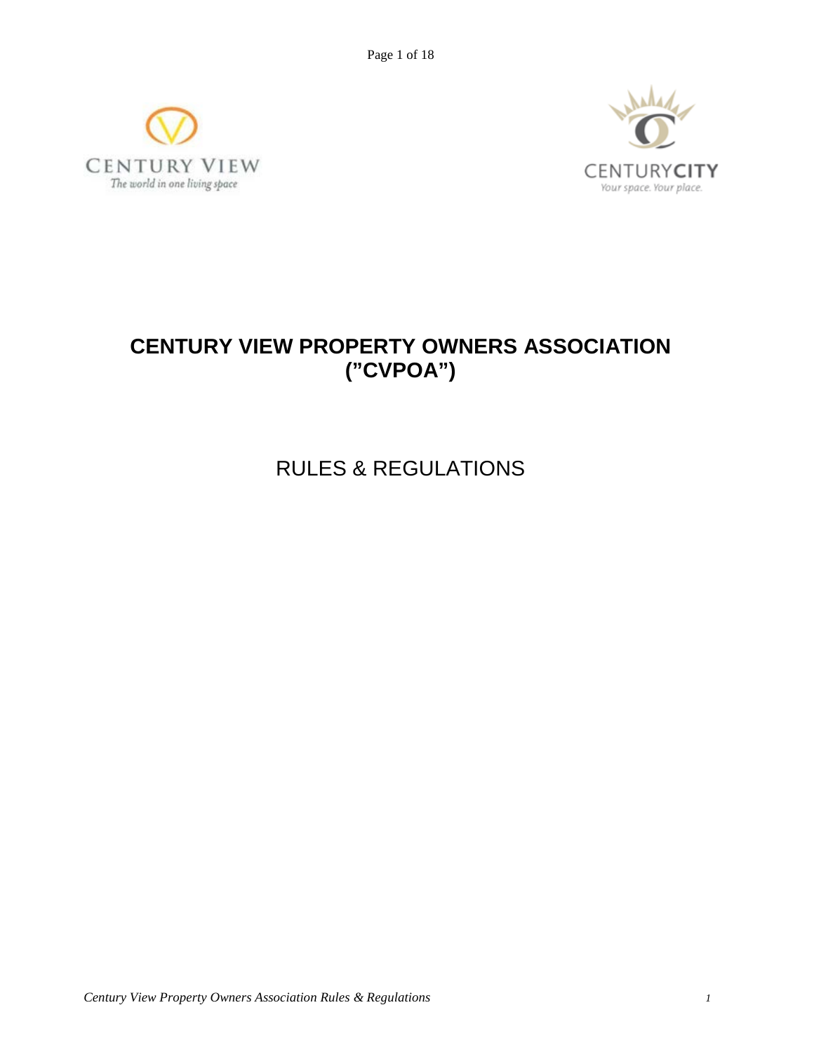CENTURY VIEW
The world in one living space

CENTURYCITY
Your space. Your place.

# CENTURY VIEW PROPERTY OWNERS ASSOCIATION ("CVPOA")

## RULES & REGULATIONS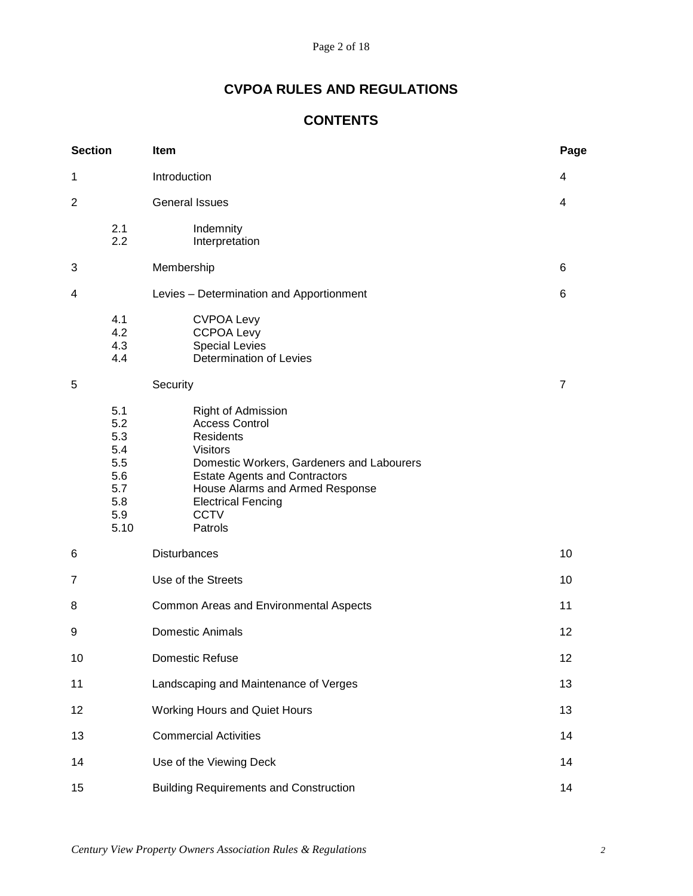# CVPOA RULES AND REGULATIONS

## CONTENTS

| Section | Item | Page |
|---|---|---|
| 1 | Introduction | 4 |
| 2 | General Issues | 4 |
| 2.1 | Indemnity | |
| 2.2 | Interpretation | |
| 3 | Membership | 6 |
| 4 | Levies – Determination and Apportionment | 6 |
| 4.1 | CVPOA Levy | |
| 4.2 | CCPOA Levy | |
| 4.3 | Special Levies | |
| 4.4 | Determination of Levies | |
| 5 | Security | 7 |
| 5.1 | Right of Admission | |
| 5.2 | Access Control | |
| 5.3 | Residents | |
| 5.4 | Visitors | |
| 5.5 | Domestic Workers, Gardeners and Labourers | |
| 5.6 | Estate Agents and Contractors | |
| 5.7 | House Alarms and Armed Response | |
| 5.8 | Electrical Fencing | |
| 5.9 | CCTV | |
| 5.10 | Patrols | |
| 6 | Disturbances | 10 |
| 7 | Use of the Streets | 10 |
| 8 | Common Areas and Environmental Aspects | 11 |
| 9 | Domestic Animals | 12 |
| 10 | Domestic Refuse | 12 |
| 11 | Landscaping and Maintenance of Verges | 13 |
| 12 | Working Hours and Quiet Hours | 13 |
| 13 | Commercial Activities | 14 |
| 14 | Use of the Viewing Deck | 14 |
| 15 | Building Requirements and Construction | 14 |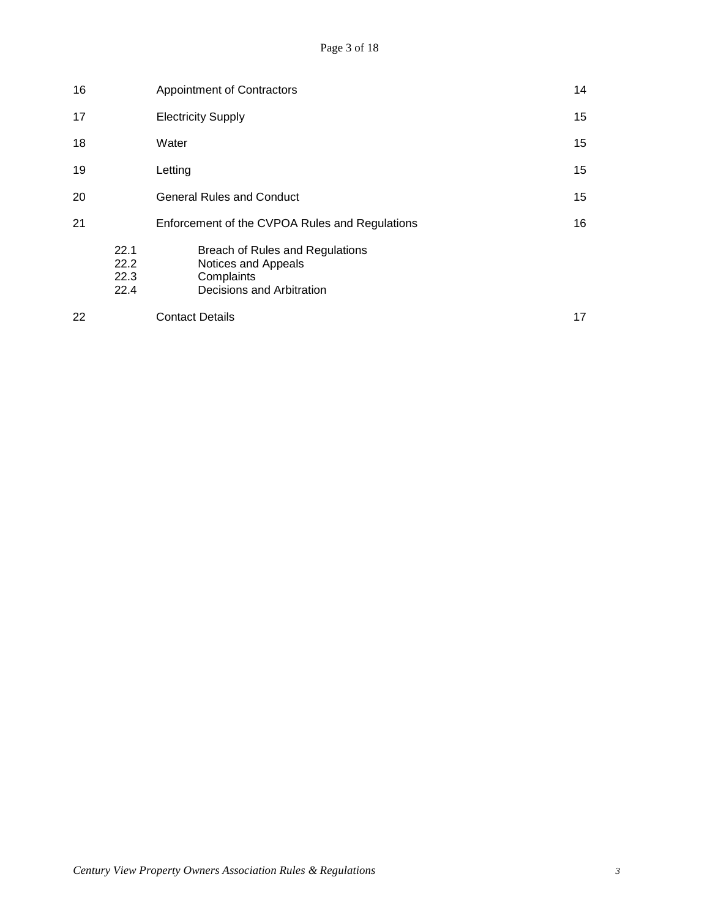| | | | |
|---|---|---|---|
| 16 | | Appointment of Contractors | 14 |
| 17 | | Electricity Supply | 15 |
| 18 | | Water | 15 |
| 19 | | Letting | 15 |
| 20 | | General Rules and Conduct | 15 |
| 21 | | Enforcement of the CVPOA Rules and Regulations | 16 |
| | 22.1 | Breach of Rules and Regulations | |
| | 22.2 | Notices and Appeals | |
| | 22.3 | Complaints | |
| | 22.4 | Decisions and Arbitration | |
| 22 | | Contact Details | 17 |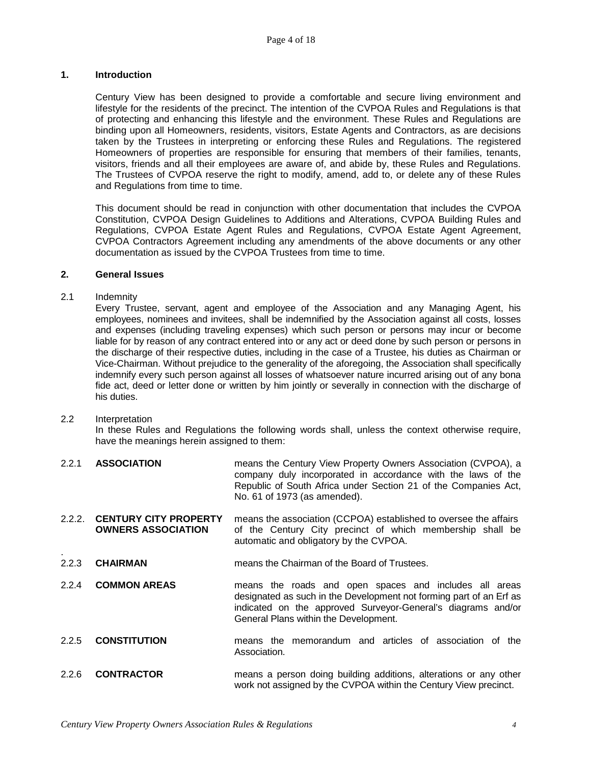## 1. Introduction

Century View has been designed to provide a comfortable and secure living environment and lifestyle for the residents of the precinct. The intention of the CVPOA Rules and Regulations is that of protecting and enhancing this lifestyle and the environment. These Rules and Regulations are binding upon all Homeowners, residents, visitors, Estate Agents and Contractors, as are decisions taken by the Trustees in interpreting or enforcing these Rules and Regulations. The registered Homeowners of properties are responsible for ensuring that members of their families, tenants, visitors, friends and all their employees are aware of, and abide by, these Rules and Regulations. The Trustees of CVPOA reserve the right to modify, amend, add to, or delete any of these Rules and Regulations from time to time.

This document should be read in conjunction with other documentation that includes the CVPOA Constitution, CVPOA Design Guidelines to Additions and Alterations, CVPOA Building Rules and Regulations, CVPOA Estate Agent Rules and Regulations, CVPOA Estate Agent Agreement, CVPOA Contractors Agreement including any amendments of the above documents or any other documentation as issued by the CVPOA Trustees from time to time.

## 2. General Issues

2.1 Indemnity

Every Trustee, servant, agent and employee of the Association and any Managing Agent, his employees, nominees and invitees, shall be indemnified by the Association against all costs, losses and expenses (including traveling expenses) which such person or persons may incur or become liable for by reason of any contract entered into or any act or deed done by such person or persons in the discharge of their respective duties, including in the case of a Trustee, his duties as Chairman or Vice-Chairman. Without prejudice to the generality of the aforegoing, the Association shall specifically indemnify every such person against all losses of whatsoever nature incurred arising out of any bona fide act, deed or letter done or written by him jointly or severally in connection with the discharge of his duties.

2.2 Interpretation

In these Rules and Regulations the following words shall, unless the context otherwise require, have the meanings herein assigned to them:

2.2.1 **ASSOCIATION** means the Century View Property Owners Association (CVPOA), a company duly incorporated in accordance with the laws of the Republic of South Africa under Section 21 of the Companies Act, No. 61 of 1973 (as amended).

2.2.2. **CENTURY CITY PROPERTY OWNERS ASSOCIATION** means the association (CCPOA) established to oversee the affairs of the Century City precinct of which membership shall be automatic and obligatory by the CVPOA.

2.2.3 **CHAIRMAN** means the Chairman of the Board of Trustees.

2.2.4 **COMMON AREAS** means the roads and open spaces and includes all areas designated as such in the Development not forming part of an Erf as indicated on the approved Surveyor-General's diagrams and/or General Plans within the Development.

2.2.5 **CONSTITUTION** means the memorandum and articles of association of the Association.

2.2.6 **CONTRACTOR** means a person doing building additions, alterations or any other work not assigned by the CVPOA within the Century View precinct.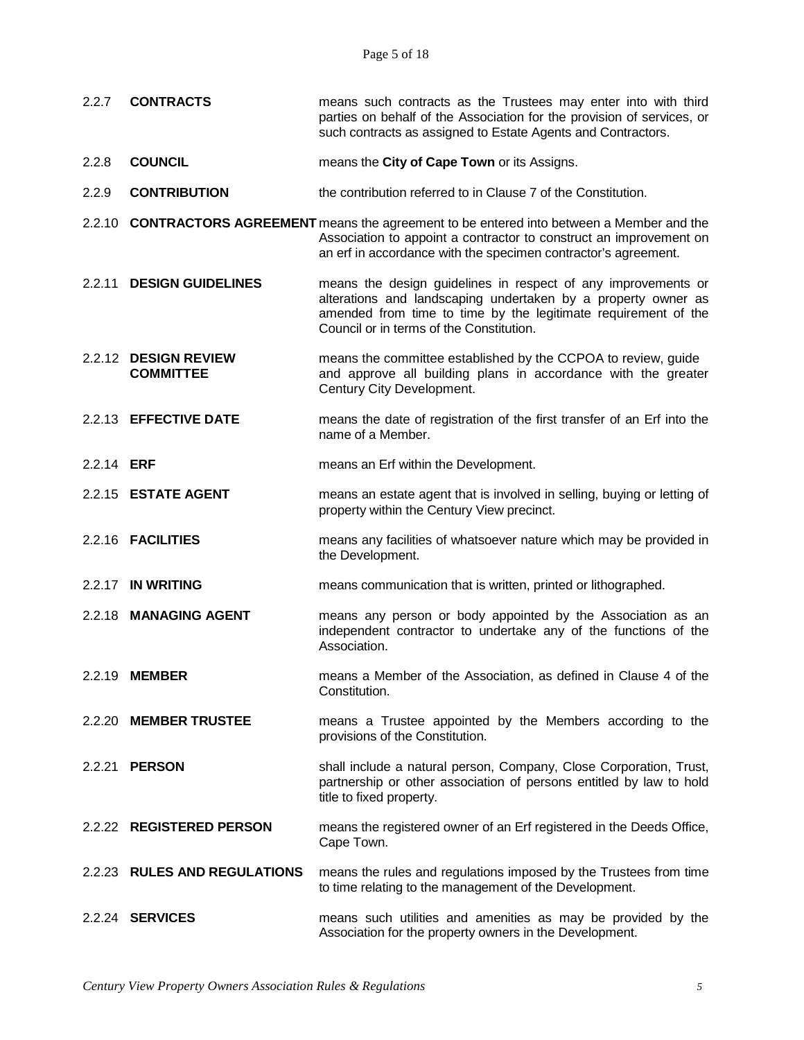2.2.7 **CONTRACTS** means such contracts as the Trustees may enter into with third parties on behalf of the Association for the provision of services, or such contracts as assigned to Estate Agents and Contractors.

2.2.8 **COUNCIL** means the **City of Cape Town** or its Assigns.

2.2.9 **CONTRIBUTION** the contribution referred to in Clause 7 of the Constitution.

2.2.10 **CONTRACTORS AGREEMENT** means the agreement to be entered into between a Member and the Association to appoint a contractor to construct an improvement on an erf in accordance with the specimen contractor's agreement.

2.2.11 **DESIGN GUIDELINES** means the design guidelines in respect of any improvements or alterations and landscaping undertaken by a property owner as amended from time to time by the legitimate requirement of the Council or in terms of the Constitution.

2.2.12 **DESIGN REVIEW COMMITTEE** means the committee established by the CCPOA to review, guide and approve all building plans in accordance with the greater Century City Development.

2.2.13 **EFFECTIVE DATE** means the date of registration of the first transfer of an Erf into the name of a Member.

2.2.14 **ERF** means an Erf within the Development.

2.2.15 **ESTATE AGENT** means an estate agent that is involved in selling, buying or letting of property within the Century View precinct.

2.2.16 **FACILITIES** means any facilities of whatsoever nature which may be provided in the Development.

2.2.17 **IN WRITING** means communication that is written, printed or lithographed.

2.2.18 **MANAGING AGENT** means any person or body appointed by the Association as an independent contractor to undertake any of the functions of the Association.

2.2.19 **MEMBER** means a Member of the Association, as defined in Clause 4 of the Constitution.

2.2.20 **MEMBER TRUSTEE** means a Trustee appointed by the Members according to the provisions of the Constitution.

2.2.21 **PERSON** shall include a natural person, Company, Close Corporation, Trust, partnership or other association of persons entitled by law to hold title to fixed property.

2.2.22 **REGISTERED PERSON** means the registered owner of an Erf registered in the Deeds Office, Cape Town.

2.2.23 **RULES AND REGULATIONS** means the rules and regulations imposed by the Trustees from time to time relating to the management of the Development.

2.2.24 **SERVICES** means such utilities and amenities as may be provided by the Association for the property owners in the Development.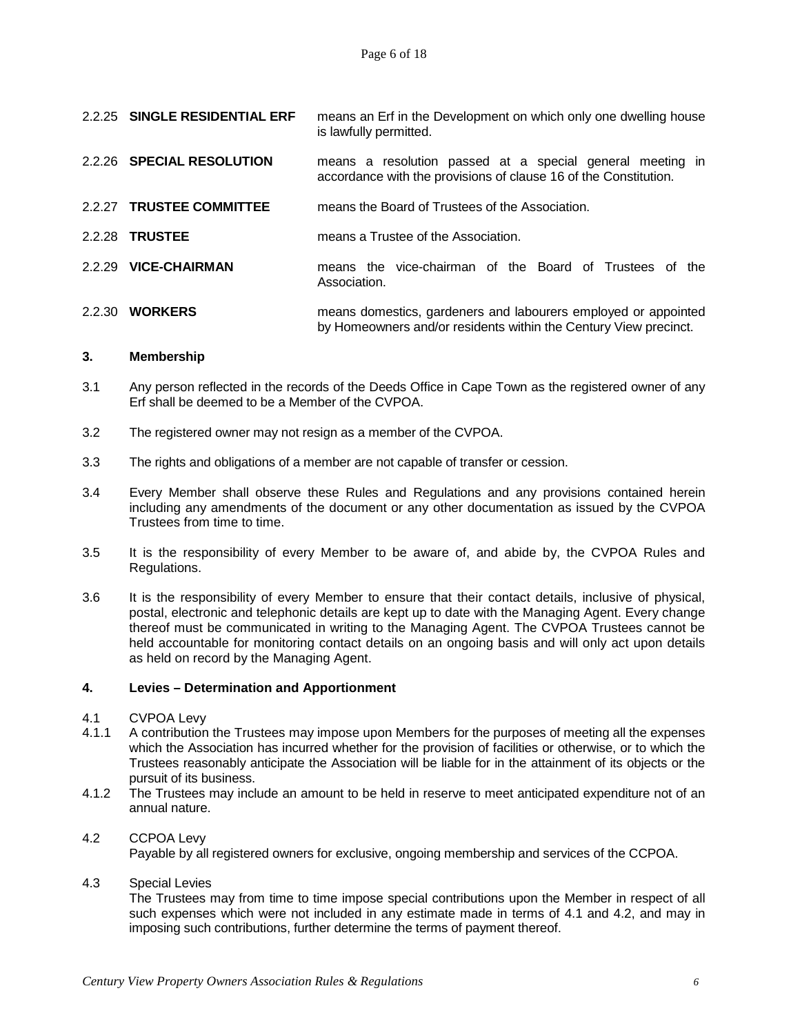2.2.25 **SINGLE RESIDENTIAL ERF** means an Erf in the Development on which only one dwelling house is lawfully permitted.

2.2.26 **SPECIAL RESOLUTION** means a resolution passed at a special general meeting in accordance with the provisions of clause 16 of the Constitution.

2.2.27 **TRUSTEE COMMITTEE** means the Board of Trustees of the Association.

2.2.28 **TRUSTEE** means a Trustee of the Association.

2.2.29 **VICE-CHAIRMAN** means the vice-chairman of the Board of Trustees of the Association.

2.2.30 **WORKERS** means domestics, gardeners and labourers employed or appointed by Homeowners and/or residents within the Century View precinct.

### 3. Membership

3.1 Any person reflected in the records of the Deeds Office in Cape Town as the registered owner of any Erf shall be deemed to be a Member of the CVPOA.

3.2 The registered owner may not resign as a member of the CVPOA.

3.3 The rights and obligations of a member are not capable of transfer or cession.

3.4 Every Member shall observe these Rules and Regulations and any provisions contained herein including any amendments of the document or any other documentation as issued by the CVPOA Trustees from time to time.

3.5 It is the responsibility of every Member to be aware of, and abide by, the CVPOA Rules and Regulations.

3.6 It is the responsibility of every Member to ensure that their contact details, inclusive of physical, postal, electronic and telephonic details are kept up to date with the Managing Agent. Every change thereof must be communicated in writing to the Managing Agent. The CVPOA Trustees cannot be held accountable for monitoring contact details on an ongoing basis and will only act upon details as held on record by the Managing Agent.

### 4. Levies – Determination and Apportionment

4.1 CVPOA Levy

4.1.1 A contribution the Trustees may impose upon Members for the purposes of meeting all the expenses which the Association has incurred whether for the provision of facilities or otherwise, or to which the Trustees reasonably anticipate the Association will be liable for in the attainment of its objects or the pursuit of its business.

4.1.2 The Trustees may include an amount to be held in reserve to meet anticipated expenditure not of an annual nature.

4.2 CCPOA Levy
Payable by all registered owners for exclusive, ongoing membership and services of the CCPOA.

4.3 Special Levies
The Trustees may from time to time impose special contributions upon the Member in respect of all such expenses which were not included in any estimate made in terms of 4.1 and 4.2, and may in imposing such contributions, further determine the terms of payment thereof.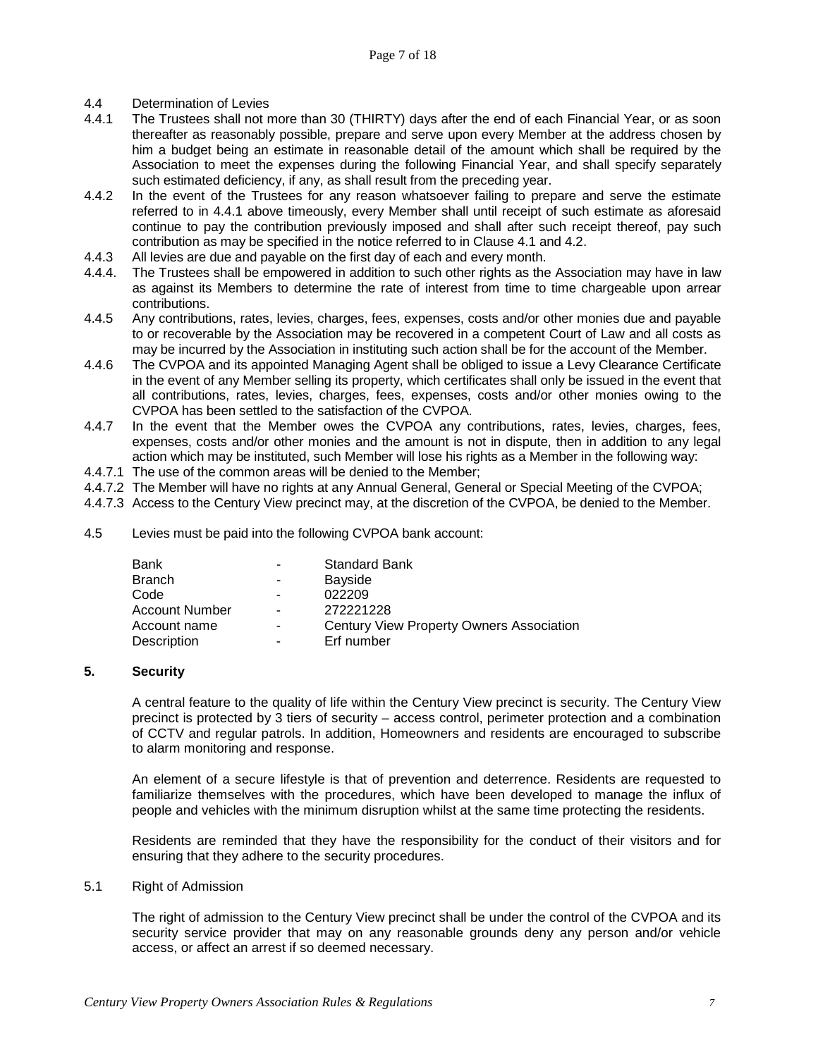4.4 Determination of Levies

4.4.1 The Trustees shall not more than 30 (THIRTY) days after the end of each Financial Year, or as soon thereafter as reasonably possible, prepare and serve upon every Member at the address chosen by him a budget being an estimate in reasonable detail of the amount which shall be required by the Association to meet the expenses during the following Financial Year, and shall specify separately such estimated deficiency, if any, as shall result from the preceding year.

4.4.2 In the event of the Trustees for any reason whatsoever failing to prepare and serve the estimate referred to in 4.4.1 above timeously, every Member shall until receipt of such estimate as aforesaid continue to pay the contribution previously imposed and shall after such receipt thereof, pay such contribution as may be specified in the notice referred to in Clause 4.1 and 4.2.

4.4.3 All levies are due and payable on the first day of each and every month.

4.4.4. The Trustees shall be empowered in addition to such other rights as the Association may have in law as against its Members to determine the rate of interest from time to time chargeable upon arrear contributions.

4.4.5 Any contributions, rates, levies, charges, fees, expenses, costs and/or other monies due and payable to or recoverable by the Association may be recovered in a competent Court of Law and all costs as may be incurred by the Association in instituting such action shall be for the account of the Member.

4.4.6 The CVPOA and its appointed Managing Agent shall be obliged to issue a Levy Clearance Certificate in the event of any Member selling its property, which certificates shall only be issued in the event that all contributions, rates, levies, charges, fees, expenses, costs and/or other monies owing to the CVPOA has been settled to the satisfaction of the CVPOA.

4.4.7 In the event that the Member owes the CVPOA any contributions, rates, levies, charges, fees, expenses, costs and/or other monies and the amount is not in dispute, then in addition to any legal action which may be instituted, such Member will lose his rights as a Member in the following way:

4.4.7.1 The use of the common areas will be denied to the Member;

4.4.7.2 The Member will have no rights at any Annual General, General or Special Meeting of the CVPOA;

4.4.7.3 Access to the Century View precinct may, at the discretion of the CVPOA, be denied to the Member.

4.5 Levies must be paid into the following CVPOA bank account:

| | | |
|---|---|---|
| Bank | - | Standard Bank |
| Branch | - | Bayside |
| Code | - | 022209 |
| Account Number | - | 272221228 |
| Account name | - | Century View Property Owners Association |
| Description | - | Erf number |

## 5. Security

A central feature to the quality of life within the Century View precinct is security. The Century View precinct is protected by 3 tiers of security – access control, perimeter protection and a combination of CCTV and regular patrols. In addition, Homeowners and residents are encouraged to subscribe to alarm monitoring and response.

An element of a secure lifestyle is that of prevention and deterrence. Residents are requested to familiarize themselves with the procedures, which have been developed to manage the influx of people and vehicles with the minimum disruption whilst at the same time protecting the residents.

Residents are reminded that they have the responsibility for the conduct of their visitors and for ensuring that they adhere to the security procedures.

5.1 Right of Admission

The right of admission to the Century View precinct shall be under the control of the CVPOA and its security service provider that may on any reasonable grounds deny any person and/or vehicle access, or affect an arrest if so deemed necessary.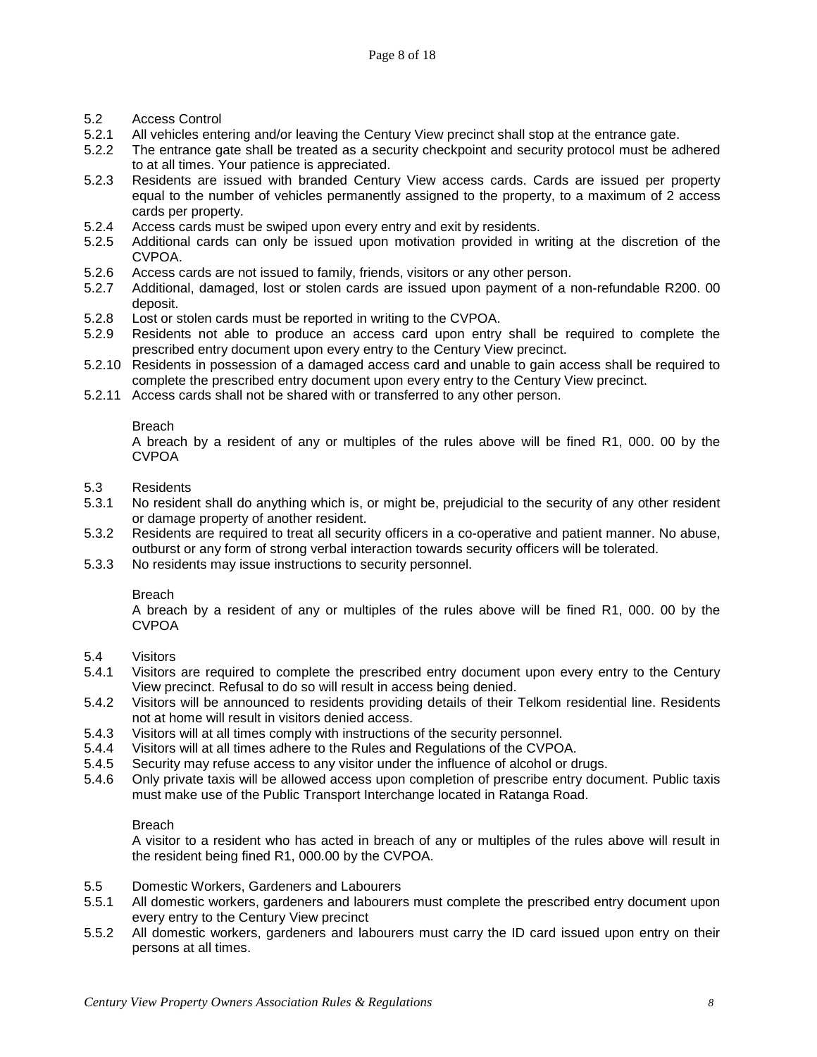## 5.2 Access Control

5.2.1 All vehicles entering and/or leaving the Century View precinct shall stop at the entrance gate.

5.2.2 The entrance gate shall be treated as a security checkpoint and security protocol must be adhered to at all times. Your patience is appreciated.

5.2.3 Residents are issued with branded Century View access cards. Cards are issued per property equal to the number of vehicles permanently assigned to the property, to a maximum of 2 access cards per property.

5.2.4 Access cards must be swiped upon every entry and exit by residents.

5.2.5 Additional cards can only be issued upon motivation provided in writing at the discretion of the CVPOA.

5.2.6 Access cards are not issued to family, friends, visitors or any other person.

5.2.7 Additional, damaged, lost or stolen cards are issued upon payment of a non-refundable R200. 00 deposit.

5.2.8 Lost or stolen cards must be reported in writing to the CVPOA.

5.2.9 Residents not able to produce an access card upon entry shall be required to complete the prescribed entry document upon every entry to the Century View precinct.

5.2.10 Residents in possession of a damaged access card and unable to gain access shall be required to complete the prescribed entry document upon every entry to the Century View precinct.

5.2.11 Access cards shall not be shared with or transferred to any other person.

Breach

A breach by a resident of any or multiples of the rules above will be fined R1, 000. 00 by the CVPOA

## 5.3 Residents

5.3.1 No resident shall do anything which is, or might be, prejudicial to the security of any other resident or damage property of another resident.

5.3.2 Residents are required to treat all security officers in a co-operative and patient manner. No abuse, outburst or any form of strong verbal interaction towards security officers will be tolerated.

5.3.3 No residents may issue instructions to security personnel.

Breach

A breach by a resident of any or multiples of the rules above will be fined R1, 000. 00 by the CVPOA

## 5.4 Visitors

5.4.1 Visitors are required to complete the prescribed entry document upon every entry to the Century View precinct. Refusal to do so will result in access being denied.

5.4.2 Visitors will be announced to residents providing details of their Telkom residential line. Residents not at home will result in visitors denied access.

5.4.3 Visitors will at all times comply with instructions of the security personnel.

5.4.4 Visitors will at all times adhere to the Rules and Regulations of the CVPOA.

5.4.5 Security may refuse access to any visitor under the influence of alcohol or drugs.

5.4.6 Only private taxis will be allowed access upon completion of prescribe entry document. Public taxis must make use of the Public Transport Interchange located in Ratanga Road.

Breach

A visitor to a resident who has acted in breach of any or multiples of the rules above will result in the resident being fined R1, 000.00 by the CVPOA.

## 5.5 Domestic Workers, Gardeners and Labourers

5.5.1 All domestic workers, gardeners and labourers must complete the prescribed entry document upon every entry to the Century View precinct

5.5.2 All domestic workers, gardeners and labourers must carry the ID card issued upon entry on their persons at all times.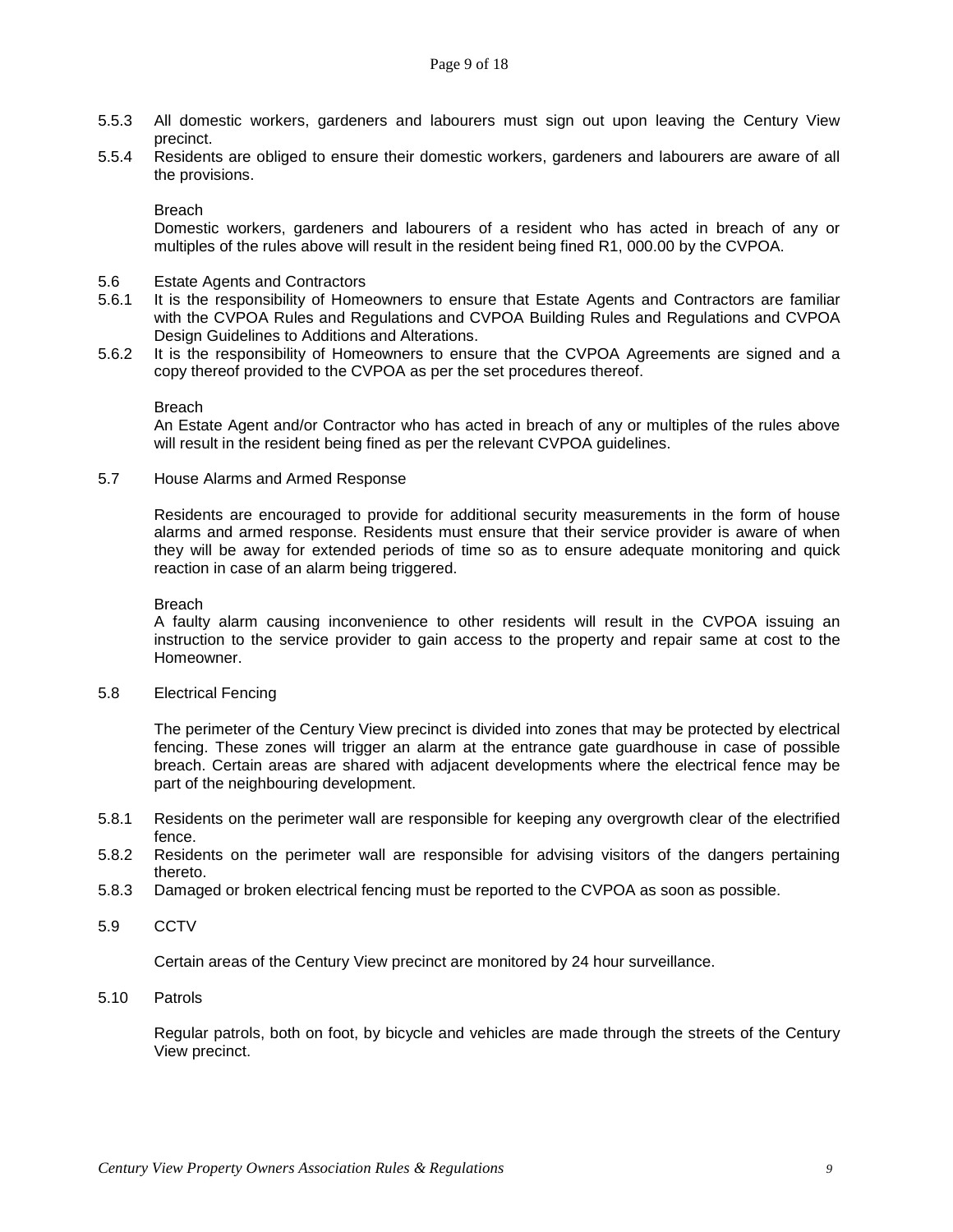5.5.3 All domestic workers, gardeners and labourers must sign out upon leaving the Century View precinct.

5.5.4 Residents are obliged to ensure their domestic workers, gardeners and labourers are aware of all the provisions.

Breach

Domestic workers, gardeners and labourers of a resident who has acted in breach of any or multiples of the rules above will result in the resident being fined R1, 000.00 by the CVPOA.

5.6 Estate Agents and Contractors

5.6.1 It is the responsibility of Homeowners to ensure that Estate Agents and Contractors are familiar with the CVPOA Rules and Regulations and CVPOA Building Rules and Regulations and CVPOA Design Guidelines to Additions and Alterations.

5.6.2 It is the responsibility of Homeowners to ensure that the CVPOA Agreements are signed and a copy thereof provided to the CVPOA as per the set procedures thereof.

Breach

An Estate Agent and/or Contractor who has acted in breach of any or multiples of the rules above will result in the resident being fined as per the relevant CVPOA guidelines.

5.7 House Alarms and Armed Response

Residents are encouraged to provide for additional security measurements in the form of house alarms and armed response. Residents must ensure that their service provider is aware of when they will be away for extended periods of time so as to ensure adequate monitoring and quick reaction in case of an alarm being triggered.

Breach

A faulty alarm causing inconvenience to other residents will result in the CVPOA issuing an instruction to the service provider to gain access to the property and repair same at cost to the Homeowner.

5.8 Electrical Fencing

The perimeter of the Century View precinct is divided into zones that may be protected by electrical fencing. These zones will trigger an alarm at the entrance gate guardhouse in case of possible breach. Certain areas are shared with adjacent developments where the electrical fence may be part of the neighbouring development.

5.8.1 Residents on the perimeter wall are responsible for keeping any overgrowth clear of the electrified fence.

5.8.2 Residents on the perimeter wall are responsible for advising visitors of the dangers pertaining thereto.

5.8.3 Damaged or broken electrical fencing must be reported to the CVPOA as soon as possible.

5.9 CCTV

Certain areas of the Century View precinct are monitored by 24 hour surveillance.

5.10 Patrols

Regular patrols, both on foot, by bicycle and vehicles are made through the streets of the Century View precinct.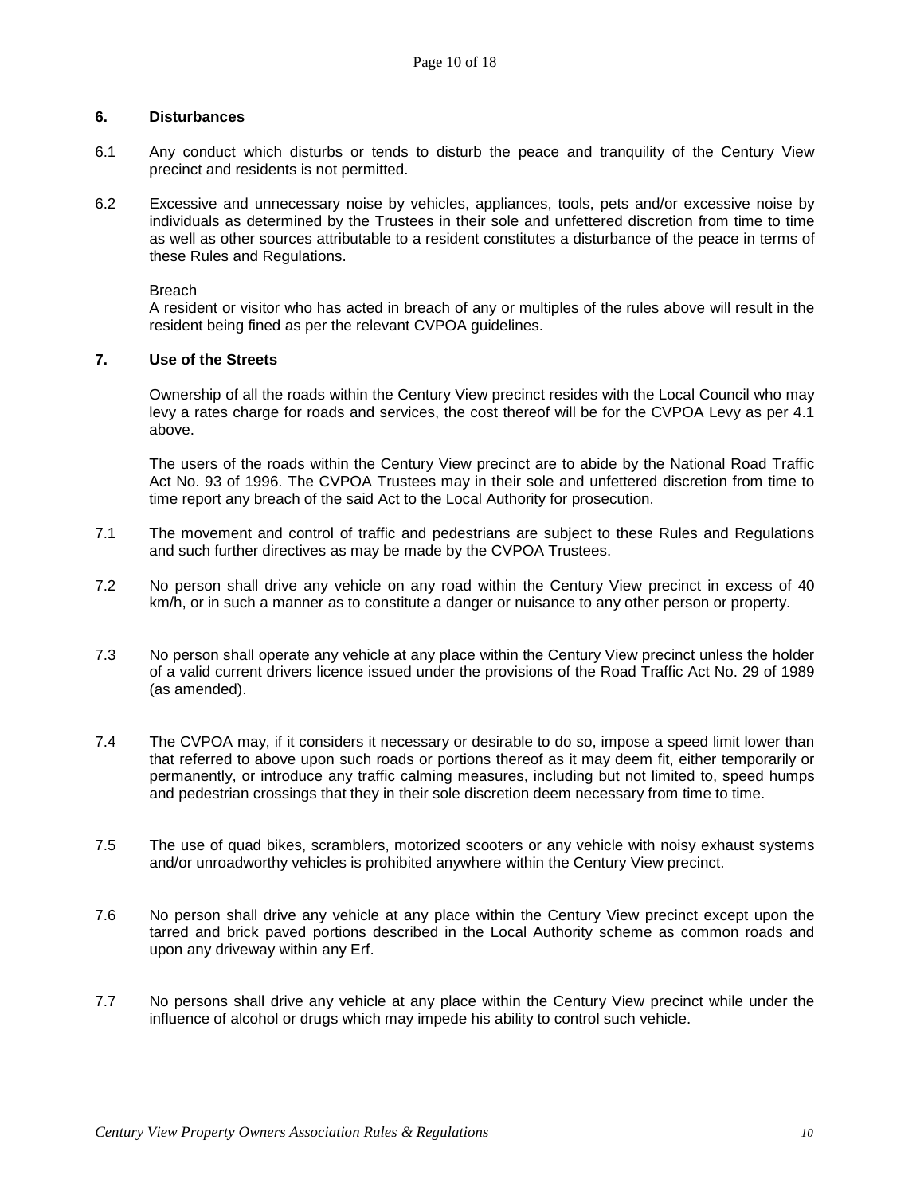## 6. Disturbances

6.1 Any conduct which disturbs or tends to disturb the peace and tranquility of the Century View precinct and residents is not permitted.

6.2 Excessive and unnecessary noise by vehicles, appliances, tools, pets and/or excessive noise by individuals as determined by the Trustees in their sole and unfettered discretion from time to time as well as other sources attributable to a resident constitutes a disturbance of the peace in terms of these Rules and Regulations.

Breach
A resident or visitor who has acted in breach of any or multiples of the rules above will result in the resident being fined as per the relevant CVPOA guidelines.

## 7. Use of the Streets

Ownership of all the roads within the Century View precinct resides with the Local Council who may levy a rates charge for roads and services, the cost thereof will be for the CVPOA Levy as per 4.1 above.

The users of the roads within the Century View precinct are to abide by the National Road Traffic Act No. 93 of 1996. The CVPOA Trustees may in their sole and unfettered discretion from time to time report any breach of the said Act to the Local Authority for prosecution.

7.1 The movement and control of traffic and pedestrians are subject to these Rules and Regulations and such further directives as may be made by the CVPOA Trustees.

7.2 No person shall drive any vehicle on any road within the Century View precinct in excess of 40 km/h, or in such a manner as to constitute a danger or nuisance to any other person or property.

7.3 No person shall operate any vehicle at any place within the Century View precinct unless the holder of a valid current drivers licence issued under the provisions of the Road Traffic Act No. 29 of 1989 (as amended).

7.4 The CVPOA may, if it considers it necessary or desirable to do so, impose a speed limit lower than that referred to above upon such roads or portions thereof as it may deem fit, either temporarily or permanently, or introduce any traffic calming measures, including but not limited to, speed humps and pedestrian crossings that they in their sole discretion deem necessary from time to time.

7.5 The use of quad bikes, scramblers, motorized scooters or any vehicle with noisy exhaust systems and/or unroadworthy vehicles is prohibited anywhere within the Century View precinct.

7.6 No person shall drive any vehicle at any place within the Century View precinct except upon the tarred and brick paved portions described in the Local Authority scheme as common roads and upon any driveway within any Erf.

7.7 No persons shall drive any vehicle at any place within the Century View precinct while under the influence of alcohol or drugs which may impede his ability to control such vehicle.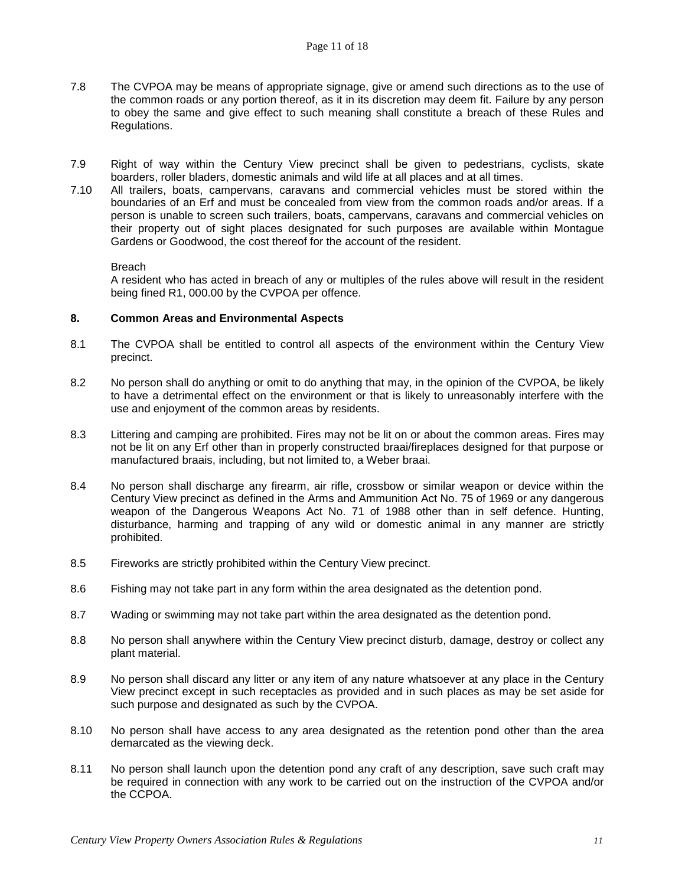7.8 The CVPOA may be means of appropriate signage, give or amend such directions as to the use of the common roads or any portion thereof, as it in its discretion may deem fit. Failure by any person to obey the same and give effect to such meaning shall constitute a breach of these Rules and Regulations.

7.9 Right of way within the Century View precinct shall be given to pedestrians, cyclists, skate boarders, roller bladers, domestic animals and wild life at all places and at all times.

7.10 All trailers, boats, campervans, caravans and commercial vehicles must be stored within the boundaries of an Erf and must be concealed from view from the common roads and/or areas. If a person is unable to screen such trailers, boats, campervans, caravans and commercial vehicles on their property out of sight places designated for such purposes are available within Montague Gardens or Goodwood, the cost thereof for the account of the resident.

Breach
A resident who has acted in breach of any or multiples of the rules above will result in the resident being fined R1, 000.00 by the CVPOA per offence.

## 8. Common Areas and Environmental Aspects

8.1 The CVPOA shall be entitled to control all aspects of the environment within the Century View precinct.

8.2 No person shall do anything or omit to do anything that may, in the opinion of the CVPOA, be likely to have a detrimental effect on the environment or that is likely to unreasonably interfere with the use and enjoyment of the common areas by residents.

8.3 Littering and camping are prohibited. Fires may not be lit on or about the common areas. Fires may not be lit on any Erf other than in properly constructed braai/fireplaces designed for that purpose or manufactured braais, including, but not limited to, a Weber braai.

8.4 No person shall discharge any firearm, air rifle, crossbow or similar weapon or device within the Century View precinct as defined in the Arms and Ammunition Act No. 75 of 1969 or any dangerous weapon of the Dangerous Weapons Act No. 71 of 1988 other than in self defence. Hunting, disturbance, harming and trapping of any wild or domestic animal in any manner are strictly prohibited.

8.5 Fireworks are strictly prohibited within the Century View precinct.

8.6 Fishing may not take part in any form within the area designated as the detention pond.

8.7 Wading or swimming may not take part within the area designated as the detention pond.

8.8 No person shall anywhere within the Century View precinct disturb, damage, destroy or collect any plant material.

8.9 No person shall discard any litter or any item of any nature whatsoever at any place in the Century View precinct except in such receptacles as provided and in such places as may be set aside for such purpose and designated as such by the CVPOA.

8.10 No person shall have access to any area designated as the retention pond other than the area demarcated as the viewing deck.

8.11 No person shall launch upon the detention pond any craft of any description, save such craft may be required in connection with any work to be carried out on the instruction of the CVPOA and/or the CCPOA.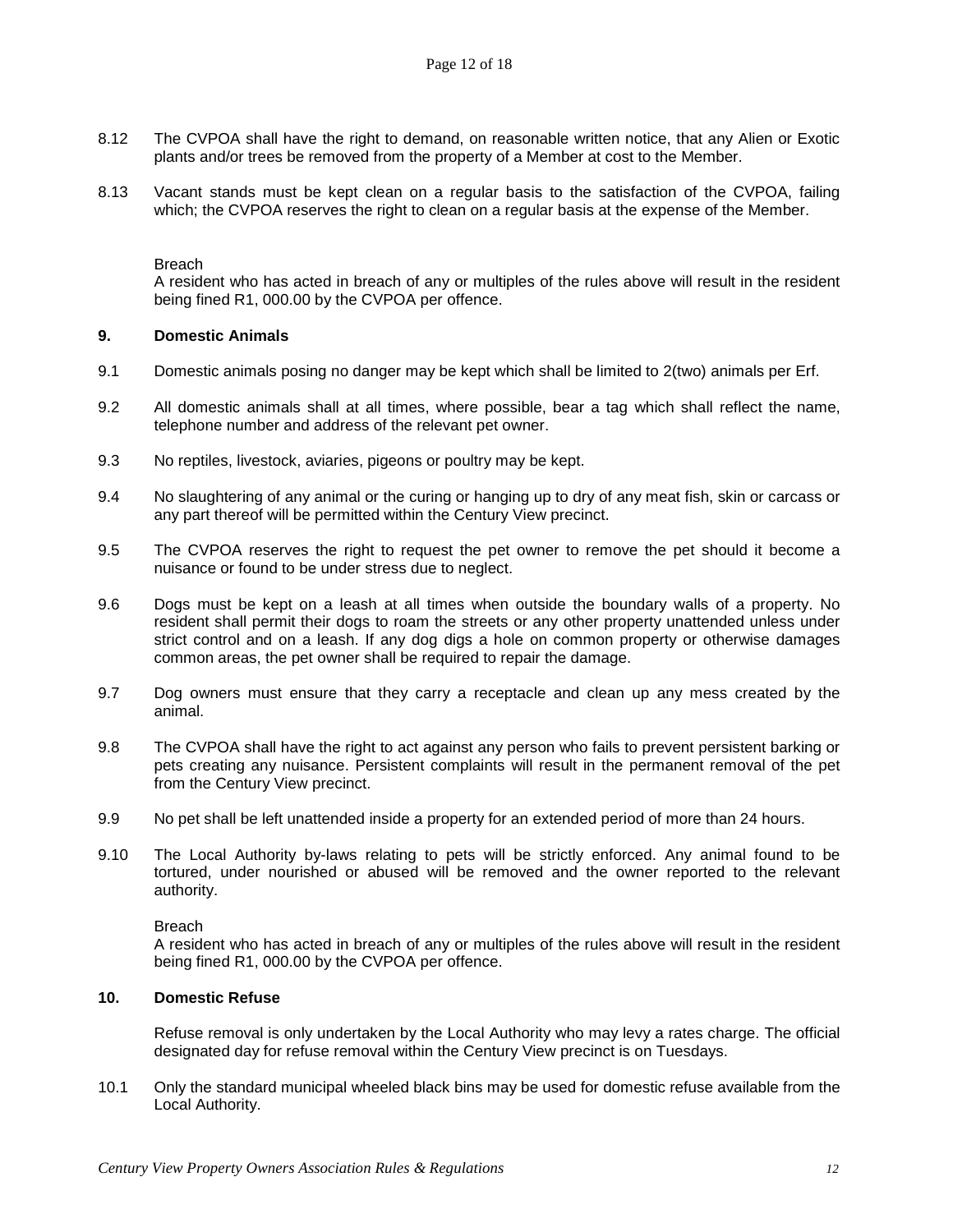8.12 The CVPOA shall have the right to demand, on reasonable written notice, that any Alien or Exotic plants and/or trees be removed from the property of a Member at cost to the Member.

8.13 Vacant stands must be kept clean on a regular basis to the satisfaction of the CVPOA, failing which; the CVPOA reserves the right to clean on a regular basis at the expense of the Member.

Breach
A resident who has acted in breach of any or multiples of the rules above will result in the resident being fined R1, 000.00 by the CVPOA per offence.

## 9. Domestic Animals

9.1 Domestic animals posing no danger may be kept which shall be limited to 2(two) animals per Erf.

9.2 All domestic animals shall at all times, where possible, bear a tag which shall reflect the name, telephone number and address of the relevant pet owner.

9.3 No reptiles, livestock, aviaries, pigeons or poultry may be kept.

9.4 No slaughtering of any animal or the curing or hanging up to dry of any meat fish, skin or carcass or any part thereof will be permitted within the Century View precinct.

9.5 The CVPOA reserves the right to request the pet owner to remove the pet should it become a nuisance or found to be under stress due to neglect.

9.6 Dogs must be kept on a leash at all times when outside the boundary walls of a property. No resident shall permit their dogs to roam the streets or any other property unattended unless under strict control and on a leash. If any dog digs a hole on common property or otherwise damages common areas, the pet owner shall be required to repair the damage.

9.7 Dog owners must ensure that they carry a receptacle and clean up any mess created by the animal.

9.8 The CVPOA shall have the right to act against any person who fails to prevent persistent barking or pets creating any nuisance. Persistent complaints will result in the permanent removal of the pet from the Century View precinct.

9.9 No pet shall be left unattended inside a property for an extended period of more than 24 hours.

9.10 The Local Authority by-laws relating to pets will be strictly enforced. Any animal found to be tortured, under nourished or abused will be removed and the owner reported to the relevant authority.

Breach
A resident who has acted in breach of any or multiples of the rules above will result in the resident being fined R1, 000.00 by the CVPOA per offence.

## 10. Domestic Refuse

Refuse removal is only undertaken by the Local Authority who may levy a rates charge. The official designated day for refuse removal within the Century View precinct is on Tuesdays.

10.1 Only the standard municipal wheeled black bins may be used for domestic refuse available from the Local Authority.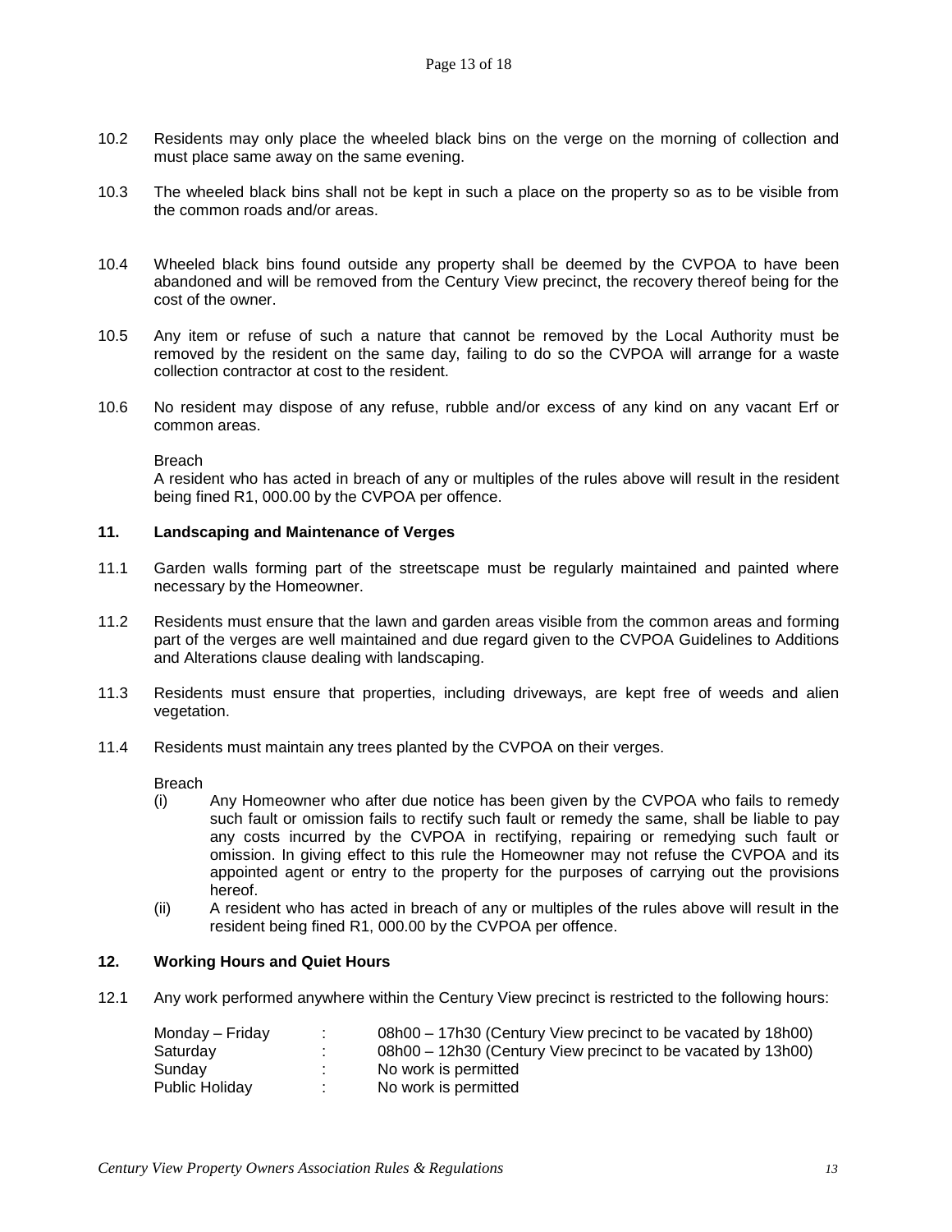10.2 Residents may only place the wheeled black bins on the verge on the morning of collection and must place same away on the same evening.

10.3 The wheeled black bins shall not be kept in such a place on the property so as to be visible from the common roads and/or areas.

10.4 Wheeled black bins found outside any property shall be deemed by the CVPOA to have been abandoned and will be removed from the Century View precinct, the recovery thereof being for the cost of the owner.

10.5 Any item or refuse of such a nature that cannot be removed by the Local Authority must be removed by the resident on the same day, failing to do so the CVPOA will arrange for a waste collection contractor at cost to the resident.

10.6 No resident may dispose of any refuse, rubble and/or excess of any kind on any vacant Erf or common areas.

Breach
A resident who has acted in breach of any or multiples of the rules above will result in the resident being fined R1, 000.00 by the CVPOA per offence.

## 11. Landscaping and Maintenance of Verges

11.1 Garden walls forming part of the streetscape must be regularly maintained and painted where necessary by the Homeowner.

11.2 Residents must ensure that the lawn and garden areas visible from the common areas and forming part of the verges are well maintained and due regard given to the CVPOA Guidelines to Additions and Alterations clause dealing with landscaping.

11.3 Residents must ensure that properties, including driveways, are kept free of weeds and alien vegetation.

11.4 Residents must maintain any trees planted by the CVPOA on their verges.

Breach

(i) Any Homeowner who after due notice has been given by the CVPOA who fails to remedy such fault or omission fails to rectify such fault or remedy the same, shall be liable to pay any costs incurred by the CVPOA in rectifying, repairing or remedying such fault or omission. In giving effect to this rule the Homeowner may not refuse the CVPOA and its appointed agent or entry to the property for the purposes of carrying out the provisions hereof.

(ii) A resident who has acted in breach of any or multiples of the rules above will result in the resident being fined R1, 000.00 by the CVPOA per offence.

## 12. Working Hours and Quiet Hours

12.1 Any work performed anywhere within the Century View precinct is restricted to the following hours:

| | | |
|---|---|---|
| Monday – Friday | : | 08h00 – 17h30 (Century View precinct to be vacated by 18h00) |
| Saturday | : | 08h00 – 12h30 (Century View precinct to be vacated by 13h00) |
| Sunday | : | No work is permitted |
| Public Holiday | : | No work is permitted |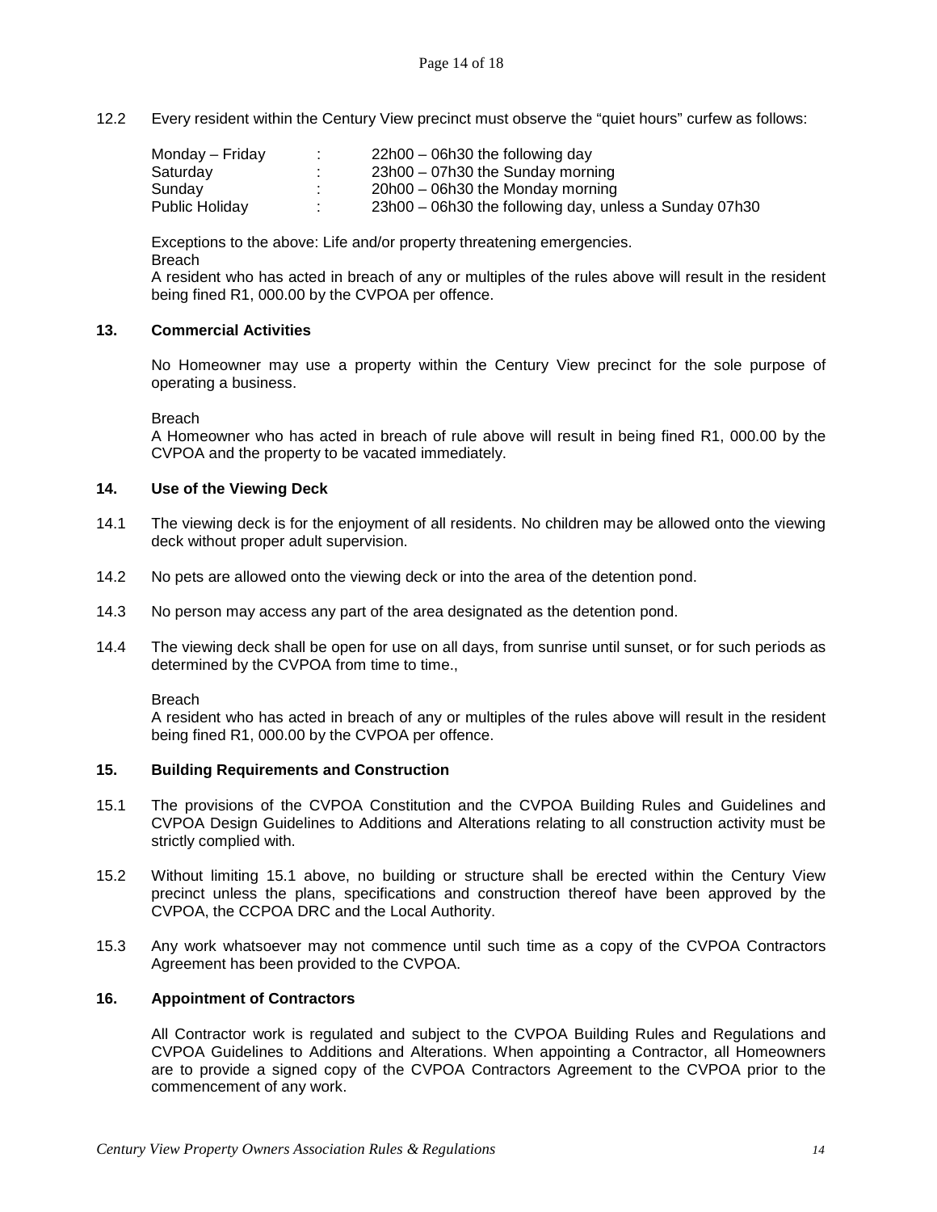12.2 Every resident within the Century View precinct must observe the "quiet hours" curfew as follows:

| | | |
|---|---|---|
| Monday – Friday | : | 22h00 – 06h30 the following day |
| Saturday | : | 23h00 – 07h30 the Sunday morning |
| Sunday | : | 20h00 – 06h30 the Monday morning |
| Public Holiday | : | 23h00 – 06h30 the following day, unless a Sunday 07h30 |

Exceptions to the above: Life and/or property threatening emergencies.

Breach

A resident who has acted in breach of any or multiples of the rules above will result in the resident being fined R1, 000.00 by the CVPOA per offence.

## 13. Commercial Activities

No Homeowner may use a property within the Century View precinct for the sole purpose of operating a business.

Breach

A Homeowner who has acted in breach of rule above will result in being fined R1, 000.00 by the CVPOA and the property to be vacated immediately.

## 14. Use of the Viewing Deck

14.1 The viewing deck is for the enjoyment of all residents. No children may be allowed onto the viewing deck without proper adult supervision.

14.2 No pets are allowed onto the viewing deck or into the area of the detention pond.

14.3 No person may access any part of the area designated as the detention pond.

14.4 The viewing deck shall be open for use on all days, from sunrise until sunset, or for such periods as determined by the CVPOA from time to time.,

Breach

A resident who has acted in breach of any or multiples of the rules above will result in the resident being fined R1, 000.00 by the CVPOA per offence.

## 15. Building Requirements and Construction

15.1 The provisions of the CVPOA Constitution and the CVPOA Building Rules and Guidelines and CVPOA Design Guidelines to Additions and Alterations relating to all construction activity must be strictly complied with.

15.2 Without limiting 15.1 above, no building or structure shall be erected within the Century View precinct unless the plans, specifications and construction thereof have been approved by the CVPOA, the CCPOA DRC and the Local Authority.

15.3 Any work whatsoever may not commence until such time as a copy of the CVPOA Contractors Agreement has been provided to the CVPOA.

## 16. Appointment of Contractors

All Contractor work is regulated and subject to the CVPOA Building Rules and Regulations and CVPOA Guidelines to Additions and Alterations. When appointing a Contractor, all Homeowners are to provide a signed copy of the CVPOA Contractors Agreement to the CVPOA prior to the commencement of any work.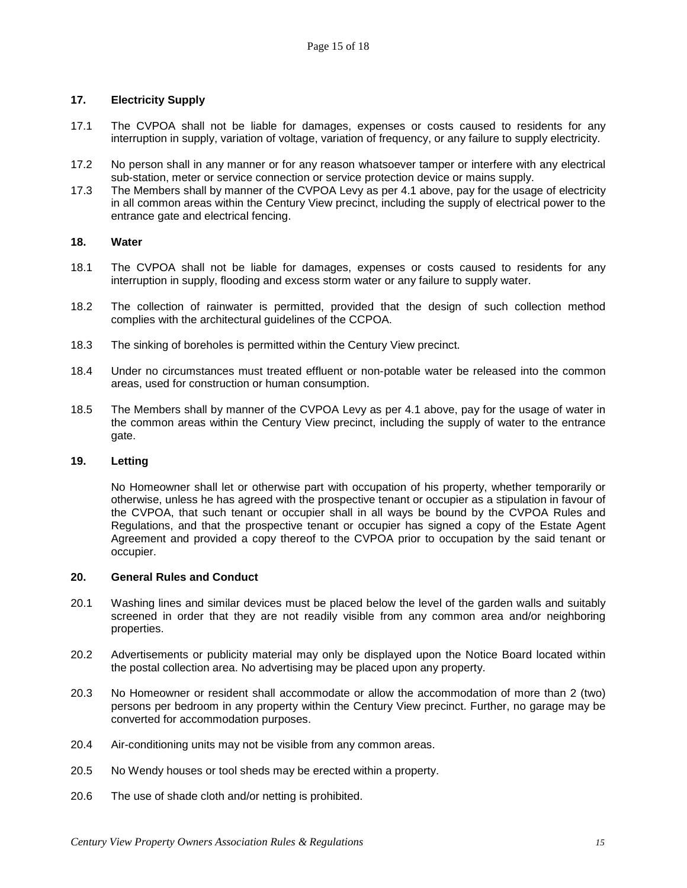## 17. Electricity Supply

17.1 The CVPOA shall not be liable for damages, expenses or costs caused to residents for any interruption in supply, variation of voltage, variation of frequency, or any failure to supply electricity.

17.2 No person shall in any manner or for any reason whatsoever tamper or interfere with any electrical sub-station, meter or service connection or service protection device or mains supply.

17.3 The Members shall by manner of the CVPOA Levy as per 4.1 above, pay for the usage of electricity in all common areas within the Century View precinct, including the supply of electrical power to the entrance gate and electrical fencing.

## 18. Water

18.1 The CVPOA shall not be liable for damages, expenses or costs caused to residents for any interruption in supply, flooding and excess storm water or any failure to supply water.

18.2 The collection of rainwater is permitted, provided that the design of such collection method complies with the architectural guidelines of the CCPOA.

18.3 The sinking of boreholes is permitted within the Century View precinct.

18.4 Under no circumstances must treated effluent or non-potable water be released into the common areas, used for construction or human consumption.

18.5 The Members shall by manner of the CVPOA Levy as per 4.1 above, pay for the usage of water in the common areas within the Century View precinct, including the supply of water to the entrance gate.

## 19. Letting

No Homeowner shall let or otherwise part with occupation of his property, whether temporarily or otherwise, unless he has agreed with the prospective tenant or occupier as a stipulation in favour of the CVPOA, that such tenant or occupier shall in all ways be bound by the CVPOA Rules and Regulations, and that the prospective tenant or occupier has signed a copy of the Estate Agent Agreement and provided a copy thereof to the CVPOA prior to occupation by the said tenant or occupier.

## 20. General Rules and Conduct

20.1 Washing lines and similar devices must be placed below the level of the garden walls and suitably screened in order that they are not readily visible from any common area and/or neighboring properties.

20.2 Advertisements or publicity material may only be displayed upon the Notice Board located within the postal collection area. No advertising may be placed upon any property.

20.3 No Homeowner or resident shall accommodate or allow the accommodation of more than 2 (two) persons per bedroom in any property within the Century View precinct. Further, no garage may be converted for accommodation purposes.

20.4 Air-conditioning units may not be visible from any common areas.

20.5 No Wendy houses or tool sheds may be erected within a property.

20.6 The use of shade cloth and/or netting is prohibited.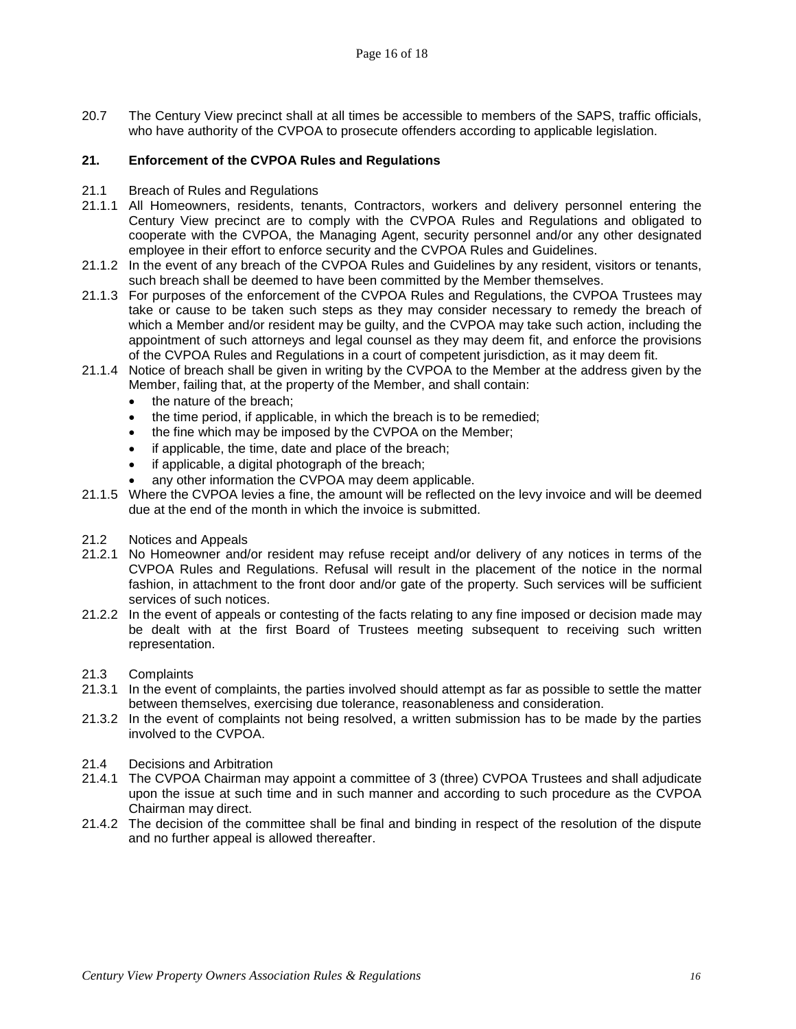20.7 The Century View precinct shall at all times be accessible to members of the SAPS, traffic officials, who have authority of the CVPOA to prosecute offenders according to applicable legislation.

## 21. Enforcement of the CVPOA Rules and Regulations

21.1 Breach of Rules and Regulations

21.1.1 All Homeowners, residents, tenants, Contractors, workers and delivery personnel entering the Century View precinct are to comply with the CVPOA Rules and Regulations and obligated to cooperate with the CVPOA, the Managing Agent, security personnel and/or any other designated employee in their effort to enforce security and the CVPOA Rules and Guidelines.

21.1.2 In the event of any breach of the CVPOA Rules and Guidelines by any resident, visitors or tenants, such breach shall be deemed to have been committed by the Member themselves.

21.1.3 For purposes of the enforcement of the CVPOA Rules and Regulations, the CVPOA Trustees may take or cause to be taken such steps as they may consider necessary to remedy the breach of which a Member and/or resident may be guilty, and the CVPOA may take such action, including the appointment of such attorneys and legal counsel as they may deem fit, and enforce the provisions of the CVPOA Rules and Regulations in a court of competent jurisdiction, as it may deem fit.

21.1.4 Notice of breach shall be given in writing by the CVPOA to the Member at the address given by the Member, failing that, at the property of the Member, and shall contain:

- the nature of the breach;
- the time period, if applicable, in which the breach is to be remedied;
- the fine which may be imposed by the CVPOA on the Member;
- if applicable, the time, date and place of the breach;
- if applicable, a digital photograph of the breach;
- any other information the CVPOA may deem applicable.

21.1.5 Where the CVPOA levies a fine, the amount will be reflected on the levy invoice and will be deemed due at the end of the month in which the invoice is submitted.

21.2 Notices and Appeals

21.2.1 No Homeowner and/or resident may refuse receipt and/or delivery of any notices in terms of the CVPOA Rules and Regulations. Refusal will result in the placement of the notice in the normal fashion, in attachment to the front door and/or gate of the property. Such services will be sufficient services of such notices.

21.2.2 In the event of appeals or contesting of the facts relating to any fine imposed or decision made may be dealt with at the first Board of Trustees meeting subsequent to receiving such written representation.

21.3 Complaints

21.3.1 In the event of complaints, the parties involved should attempt as far as possible to settle the matter between themselves, exercising due tolerance, reasonableness and consideration.

21.3.2 In the event of complaints not being resolved, a written submission has to be made by the parties involved to the CVPOA.

21.4 Decisions and Arbitration

21.4.1 The CVPOA Chairman may appoint a committee of 3 (three) CVPOA Trustees and shall adjudicate upon the issue at such time and in such manner and according to such procedure as the CVPOA Chairman may direct.

21.4.2 The decision of the committee shall be final and binding in respect of the resolution of the dispute and no further appeal is allowed thereafter.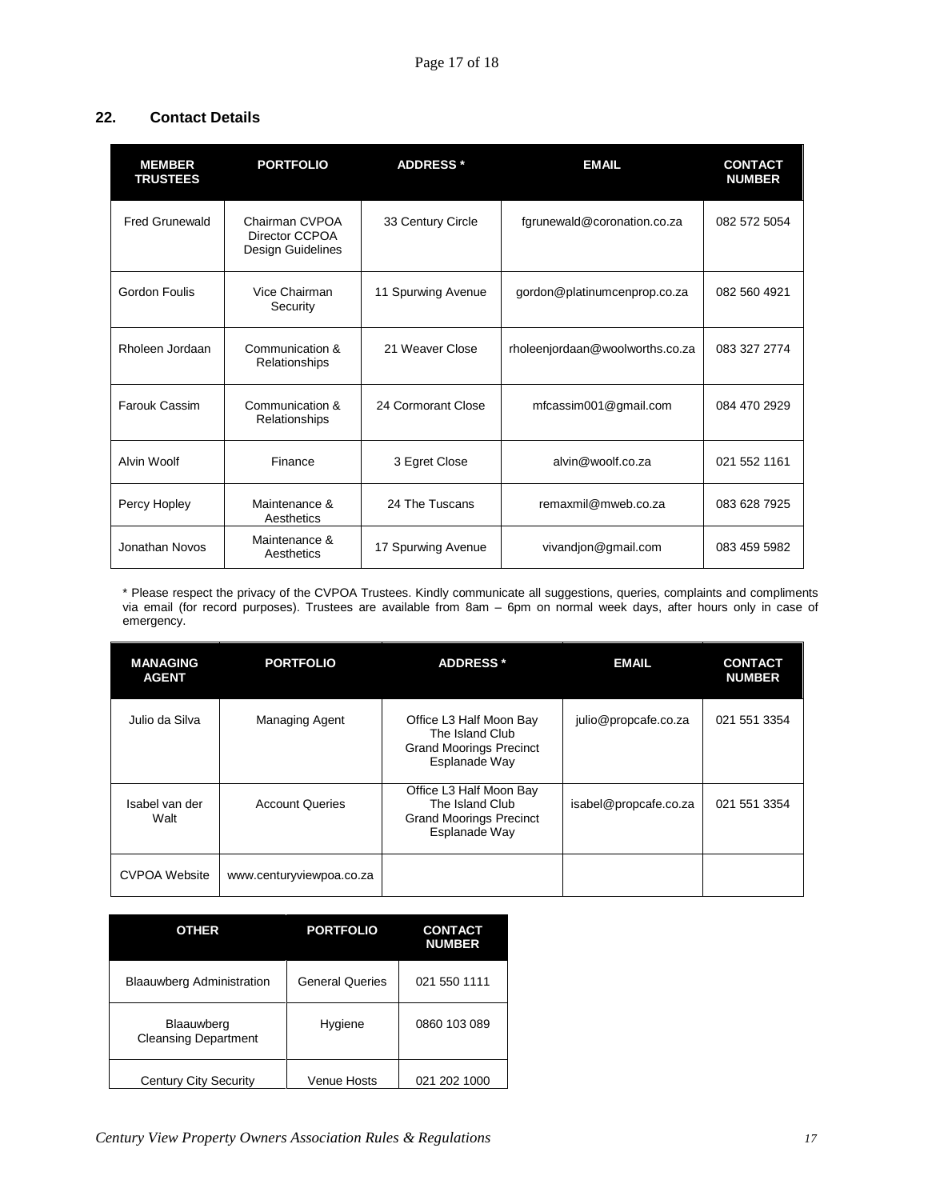## 22. Contact Details

| MEMBER TRUSTEES | PORTFOLIO | ADDRESS * | EMAIL | CONTACT NUMBER |
|---|---|---|---|---|
| Fred Grunewald | Chairman CVPOA<br>Director CCPOA<br>Design Guidelines | 33 Century Circle | fgrunewald@coronation.co.za | 082 572 5054 |
| Gordon Foulis | Vice Chairman<br>Security | 11 Spurwing Avenue | gordon@platinumcenprop.co.za | 082 560 4921 |
| Rholeen Jordaan | Communication & Relationships | 21 Weaver Close | rholeenjordaan@woolworths.co.za | 083 327 2774 |
| Farouk Cassim | Communication & Relationships | 24 Cormorant Close | mfcassim001@gmail.com | 084 470 2929 |
| Alvin Woolf | Finance | 3 Egret Close | alvin@woolf.co.za | 021 552 1161 |
| Percy Hopley | Maintenance & Aesthetics | 24 The Tuscans | remaxmil@mweb.co.za | 083 628 7925 |
| Jonathan Novos | Maintenance & Aesthetics | 17 Spurwing Avenue | vivandjon@gmail.com | 083 459 5982 |

* Please respect the privacy of the CVPOA Trustees. Kindly communicate all suggestions, queries, complaints and compliments via email (for record purposes). Trustees are available from 8am – 6pm on normal week days, after hours only in case of emergency.

| MANAGING AGENT | PORTFOLIO | ADDRESS * | EMAIL | CONTACT NUMBER |
|---|---|---|---|---|
| Julio da Silva | Managing Agent | Office L3 Half Moon Bay<br>The Island Club<br>Grand Moorings Precinct<br>Esplanade Way | julio@propcafe.co.za | 021 551 3354 |
| Isabel van der Walt | Account Queries | Office L3 Half Moon Bay<br>The Island Club<br>Grand Moorings Precinct<br>Esplanade Way | isabel@propcafe.co.za | 021 551 3354 |
| CVPOA Website | www.centuryviewpoa.co.za | | | |

| OTHER | PORTFOLIO | CONTACT NUMBER |
|---|---|---|
| Blaauwberg Administration | General Queries | 021 550 1111 |
| Blaauwberg Cleansing Department | Hygiene | 0860 103 089 |
| Century City Security | Venue Hosts | 021 202 1000 |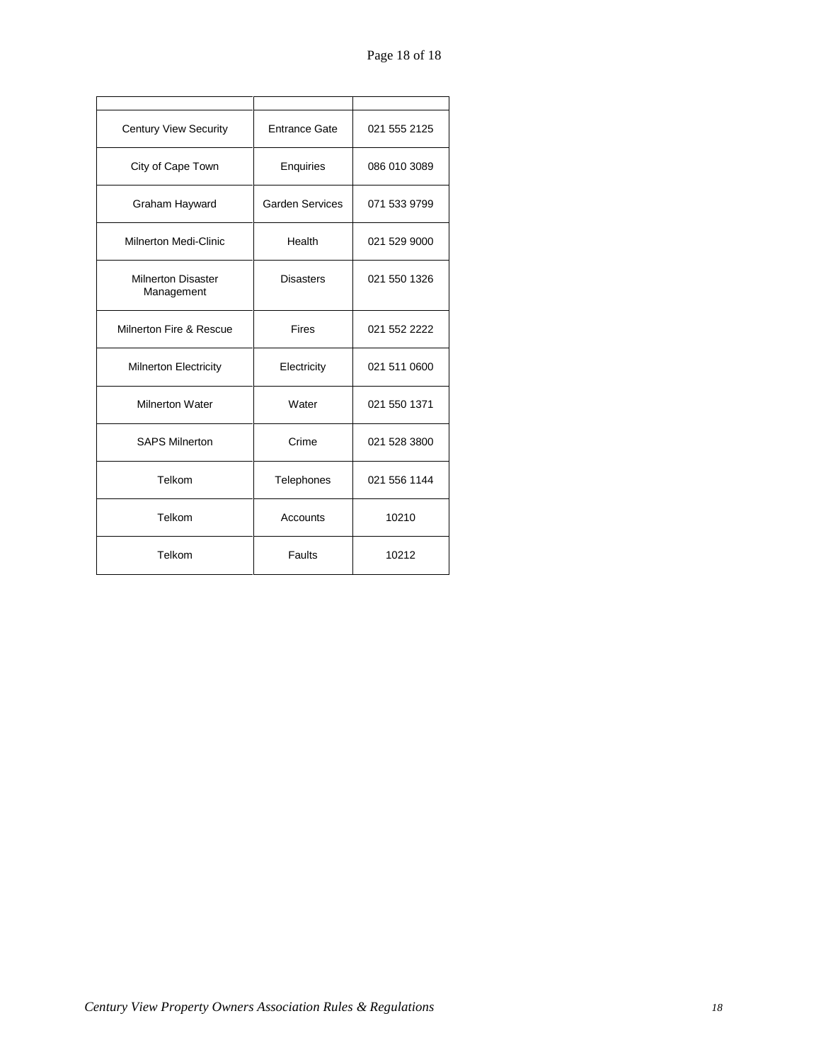| | | |
|---|---|---|
| Century View Security | Entrance Gate | 021 555 2125 |
| City of Cape Town | Enquiries | 086 010 3089 |
| Graham Hayward | Garden Services | 071 533 9799 |
| Milnerton Medi-Clinic | Health | 021 529 9000 |
| Milnerton Disaster Management | Disasters | 021 550 1326 |
| Milnerton Fire & Rescue | Fires | 021 552 2222 |
| Milnerton Electricity | Electricity | 021 511 0600 |
| Milnerton Water | Water | 021 550 1371 |
| SAPS Milnerton | Crime | 021 528 3800 |
| Telkom | Telephones | 021 556 1144 |
| Telkom | Accounts | 10210 |
| Telkom | Faults | 10212 |